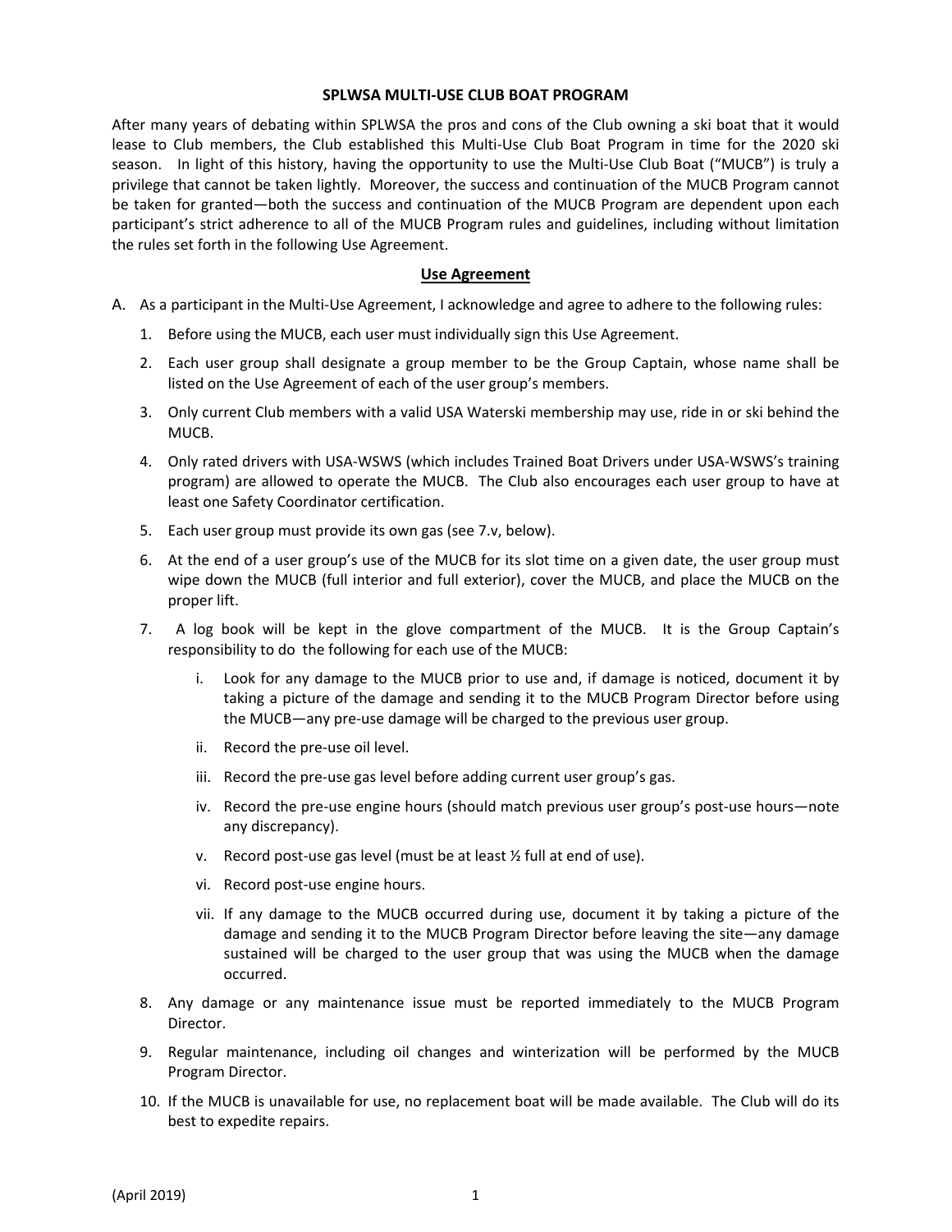# SPLWSA MULTI-USE CLUB BOAT PROGRAM

After many years of debating within SPLWSA the pros and cons of the Club owning a ski boat that it would lease to Club members, the Club established this Multi-Use Club Boat Program in time for the 2020 ski season. In light of this history, having the opportunity to use the Multi-Use Club Boat ("MUCB") is truly a privilege that cannot be taken lightly. Moreover, the success and continuation of the MUCB Program cannot be taken for granted—both the success and continuation of the MUCB Program are dependent upon each participant's strict adherence to all of the MUCB Program rules and guidelines, including without limitation the rules set forth in the following Use Agreement.

## Use Agreement

A. As a participant in the Multi-Use Agreement, I acknowledge and agree to adhere to the following rules:

1. Before using the MUCB, each user must individually sign this Use Agreement.
2. Each user group shall designate a group member to be the Group Captain, whose name shall be listed on the Use Agreement of each of the user group's members.
3. Only current Club members with a valid USA Waterski membership may use, ride in or ski behind the MUCB.
4. Only rated drivers with USA-WSWS (which includes Trained Boat Drivers under USA-WSWS's training program) are allowed to operate the MUCB. The Club also encourages each user group to have at least one Safety Coordinator certification.
5. Each user group must provide its own gas (see 7.v, below).
6. At the end of a user group's use of the MUCB for its slot time on a given date, the user group must wipe down the MUCB (full interior and full exterior), cover the MUCB, and place the MUCB on the proper lift.
7. A log book will be kept in the glove compartment of the MUCB. It is the Group Captain's responsibility to do the following for each use of the MUCB:
   1. Look for any damage to the MUCB prior to use and, if damage is noticed, document it by taking a picture of the damage and sending it to the MUCB Program Director before using the MUCB—any pre-use damage will be charged to the previous user group.
   2. Record the pre-use oil level.
   3. Record the pre-use gas level before adding current user group's gas.
   4. Record the pre-use engine hours (should match previous user group's post-use hours—note any discrepancy).
   5. Record post-use gas level (must be at least ½ full at end of use).
   6. Record post-use engine hours.
   7. If any damage to the MUCB occurred during use, document it by taking a picture of the damage and sending it to the MUCB Program Director before leaving the site—any damage sustained will be charged to the user group that was using the MUCB when the damage occurred.
8. Any damage or any maintenance issue must be reported immediately to the MUCB Program Director.
9. Regular maintenance, including oil changes and winterization will be performed by the MUCB Program Director.
10. If the MUCB is unavailable for use, no replacement boat will be made available. The Club will do its best to expedite repairs.

(April 2019)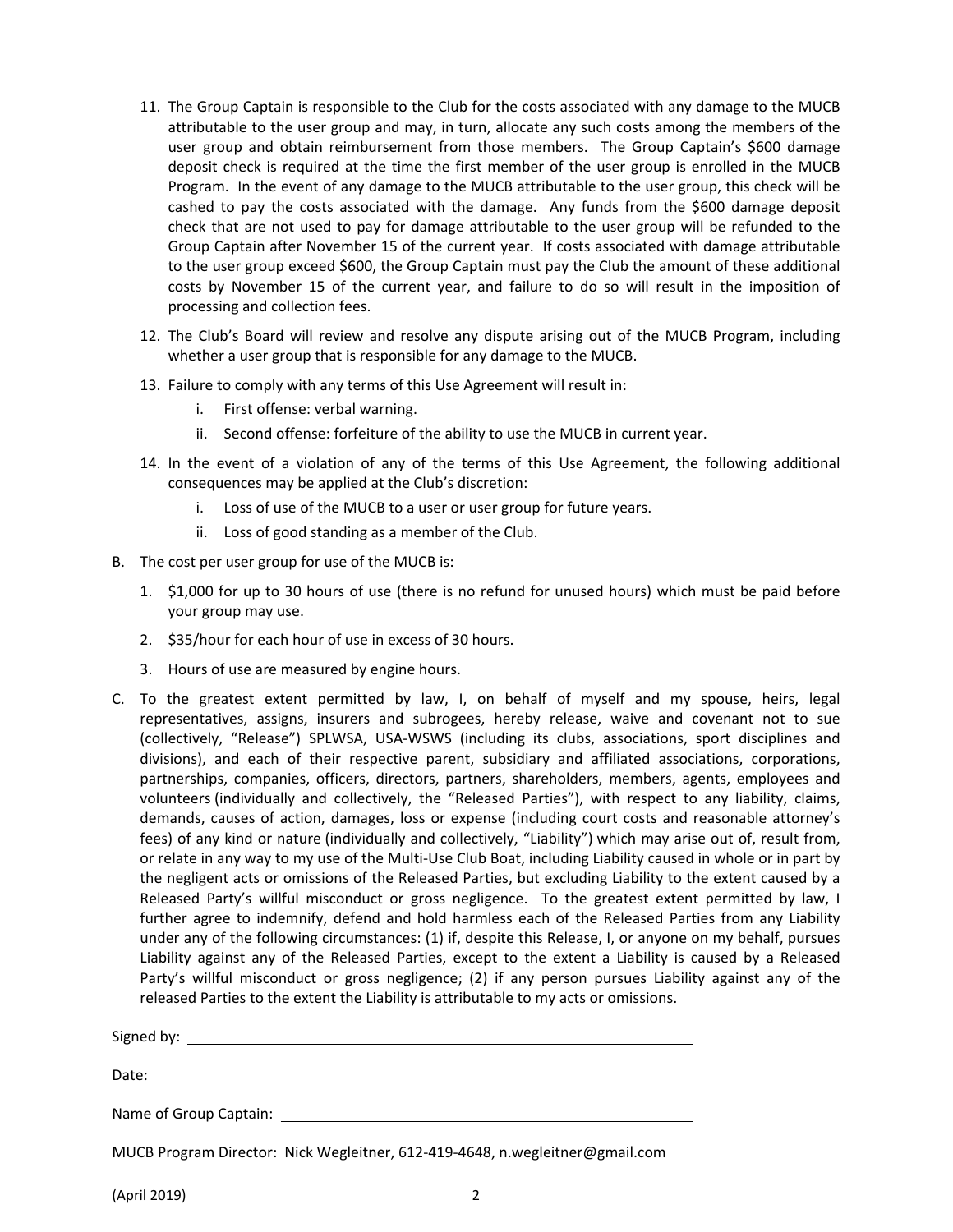11. The Group Captain is responsible to the Club for the costs associated with any damage to the MUCB attributable to the user group and may, in turn, allocate any such costs among the members of the user group and obtain reimbursement from those members. The Group Captain's $600 damage deposit check is required at the time the first member of the user group is enrolled in the MUCB Program. In the event of any damage to the MUCB attributable to the user group, this check will be cashed to pay the costs associated with the damage. Any funds from the $600 damage deposit check that are not used to pay for damage attributable to the user group will be refunded to the Group Captain after November 15 of the current year. If costs associated with damage attributable to the user group exceed $600, the Group Captain must pay the Club the amount of these additional costs by November 15 of the current year, and failure to do so will result in the imposition of processing and collection fees.

12. The Club's Board will review and resolve any dispute arising out of the MUCB Program, including whether a user group that is responsible for any damage to the MUCB.

13. Failure to comply with any terms of this Use Agreement will result in:
    i. First offense: verbal warning.
    ii. Second offense: forfeiture of the ability to use the MUCB in current year.

14. In the event of a violation of any of the terms of this Use Agreement, the following additional consequences may be applied at the Club's discretion:
    i. Loss of use of the MUCB to a user or user group for future years.
    ii. Loss of good standing as a member of the Club.

B. The cost per user group for use of the MUCB is:

1. $1,000 for up to 30 hours of use (there is no refund for unused hours) which must be paid before your group may use.
2. $35/hour for each hour of use in excess of 30 hours.
3. Hours of use are measured by engine hours.

C. To the greatest extent permitted by law, I, on behalf of myself and my spouse, heirs, legal representatives, assigns, insurers and subrogees, hereby release, waive and covenant not to sue (collectively, "Release") SPLWSA, USA-WSWS (including its clubs, associations, sport disciplines and divisions), and each of their respective parent, subsidiary and affiliated associations, corporations, partnerships, companies, officers, directors, partners, shareholders, members, agents, employees and volunteers (individually and collectively, the "Released Parties"), with respect to any liability, claims, demands, causes of action, damages, loss or expense (including court costs and reasonable attorney's fees) of any kind or nature (individually and collectively, "Liability") which may arise out of, result from, or relate in any way to my use of the Multi-Use Club Boat, including Liability caused in whole or in part by the negligent acts or omissions of the Released Parties, but excluding Liability to the extent caused by a Released Party's willful misconduct or gross negligence. To the greatest extent permitted by law, I further agree to indemnify, defend and hold harmless each of the Released Parties from any Liability under any of the following circumstances: (1) if, despite this Release, I, or anyone on my behalf, pursues Liability against any of the Released Parties, except to the extent a Liability is caused by a Released Party's willful misconduct or gross negligence; (2) if any person pursues Liability against any of the released Parties to the extent the Liability is attributable to my acts or omissions.

Signed by: ______________________________

Date: ______________________________

Name of Group Captain: ______________________________

MUCB Program Director: Nick Wegleitner, 612-419-4648, n.wegleitner@gmail.com

(April 2019)